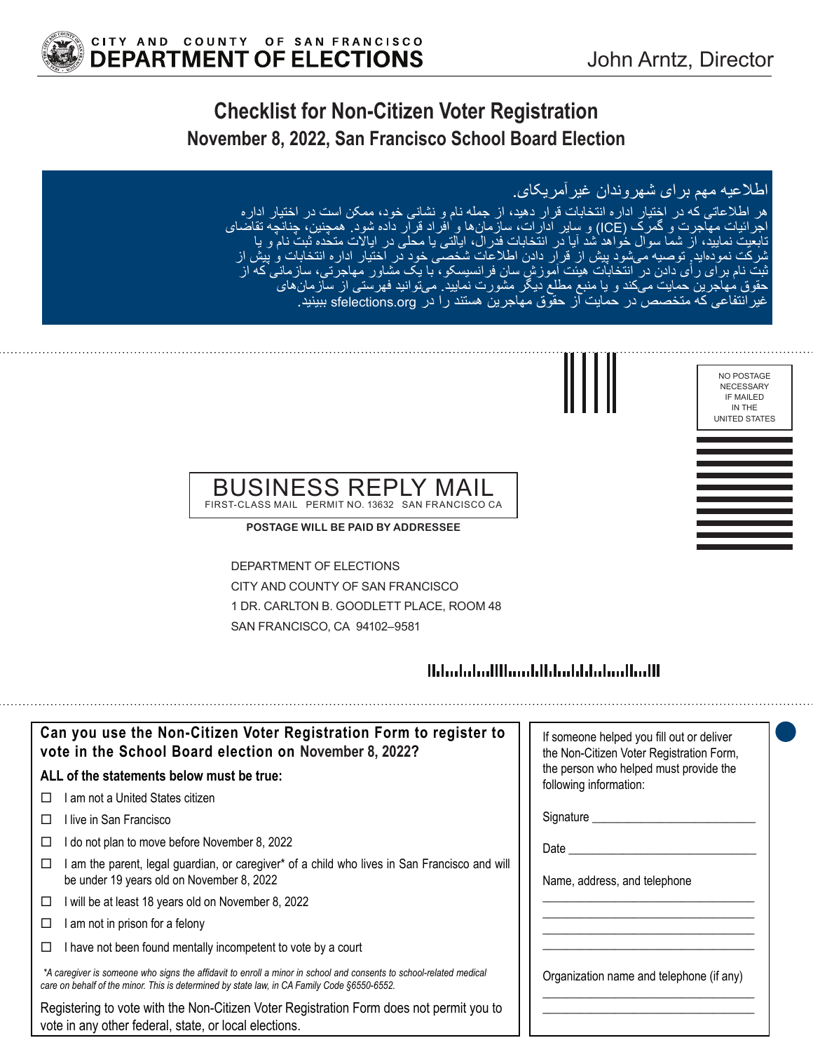CITY AND COUNTY OF SAN FRANCISCO
**DEPARTMENT OF ELECTIONS**

John Arntz, Director

# Checklist for Non-Citizen Voter Registration

## November 8, 2022, San Francisco School Board Election

اطلاعیه مهم برای شهروندان غیرآمریکای.

هر اطلاعاتی که در اختیار اداره انتخابات قرار دهید، از جمله نام و نشانی خود، ممکن است در اختیار اداره اجرائیات مهاجرت و گمرک (ICE) و سایر ادارات، سازمان‌ها و افراد قرار داده شود. همچنین، چنانچه تقاضای تابعیت نمایید، از شما سوال خواهد شد آیا در انتخابات فدرال، ایالتی یا محلی در ایالات متحده ثبت نام و یا شرکت نموده‌اید. توصیه می‌شود پیش از قرار دادن اطلاعات شخصی خود در اختیار اداره انتخابات و پیش از ثبت نام برای رأی دادن در انتخابات هیئت آموزش سان فرانسیسکو، با یک مشاور مهاجرتی، سازمانی که از حقوق مهاجرین حمایت می‌کند و یا منبع مطلع دیگر مشورت نمایید. می‌توانید فهرستی از سازمان‌های غیرانتفاعی که متخصص در حمایت از حقوق مهاجرین هستند را در sfelections.org ببینید.

NO POSTAGE NECESSARY IF MAILED IN THE UNITED STATES

BUSINESS REPLY MAIL
FIRST-CLASS MAIL PERMIT NO. 13632 SAN FRANCISCO CA

**POSTAGE WILL BE PAID BY ADDRESSEE**

DEPARTMENT OF ELECTIONS
CITY AND COUNTY OF SAN FRANCISCO
1 DR. CARLTON B. GOODLETT PLACE, ROOM 48
SAN FRANCISCO, CA 94102–9581

### Can you use the Non-Citizen Voter Registration Form to register to vote in the School Board election on November 8, 2022?

**ALL of the statements below must be true:**

- ☐ I am not a United States citizen
- ☐ I live in San Francisco
- ☐ I do not plan to move before November 8, 2022
- ☐ I am the parent, legal guardian, or caregiver* of a child who lives in San Francisco and will be under 19 years old on November 8, 2022
- ☐ I will be at least 18 years old on November 8, 2022
- ☐ I am not in prison for a felony
- ☐ I have not been found mentally incompetent to vote by a court

*\*A caregiver is someone who signs the affidavit to enroll a minor in school and consents to school-related medical care on behalf of the minor. This is determined by state law, in CA Family Code §6550-6552.*

Registering to vote with the Non-Citizen Voter Registration Form does not permit you to vote in any other federal, state, or local elections.

If someone helped you fill out or deliver the Non-Citizen Voter Registration Form, the person who helped must provide the following information:

Signature ____________________

Date ____________________

Name, address, and telephone

____________________
____________________
____________________
____________________

Organization name and telephone (if any)

____________________
____________________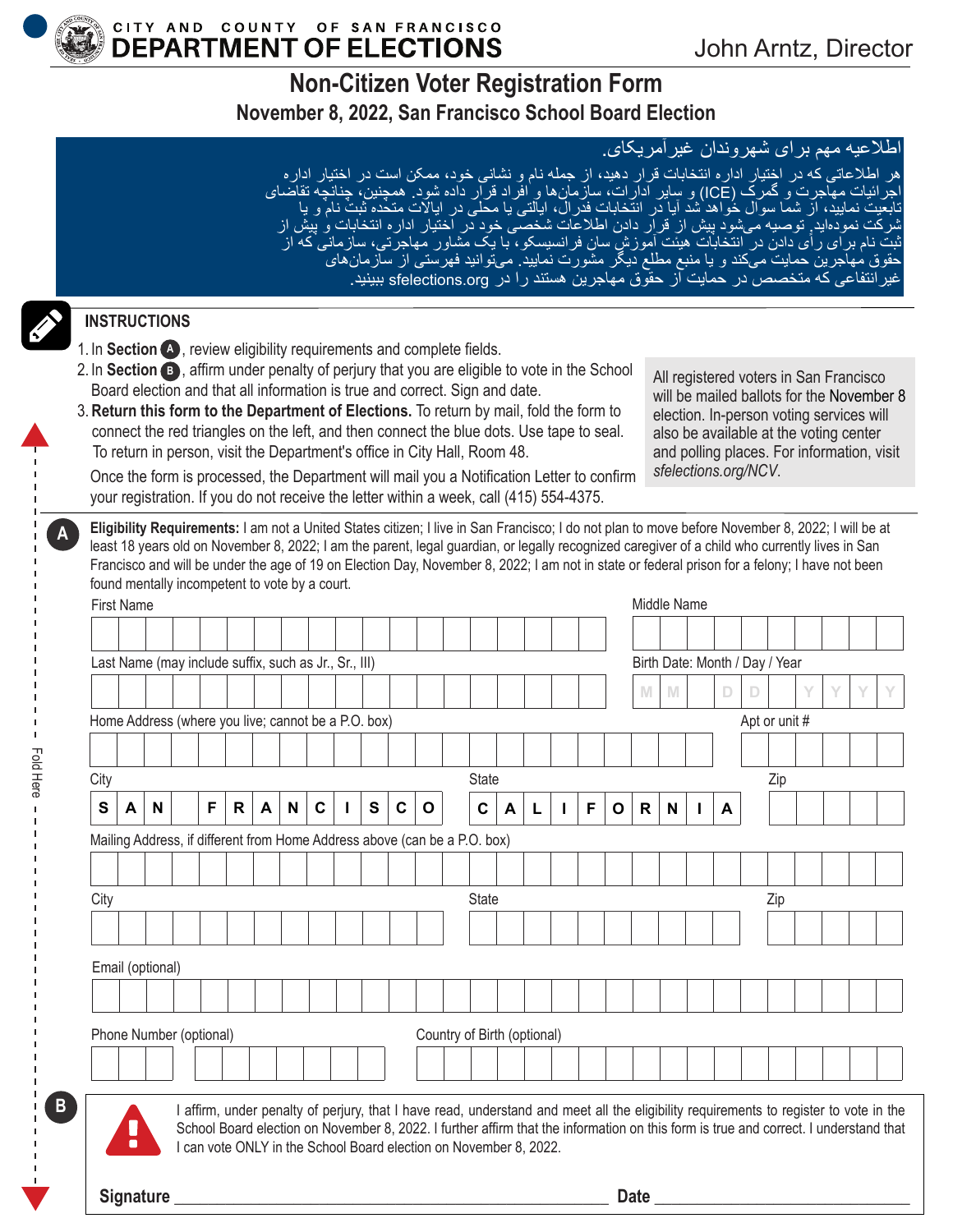# CITY AND COUNTY OF SAN FRANCISCO DEPARTMENT OF ELECTIONS

John Arntz, Director

## Non-Citizen Voter Registration Form

### November 8, 2022, San Francisco School Board Election

**اطلاعیه مهم برای شهروندان غیرآمریکای.**

هر اطلاعاتی که در اختیار اداره انتخابات قرار دهید، از جمله نام و نشانی خود، ممکن است در اختیار اداره اجرائیات مهاجرت و گمرک (ICE) و سایر ادارات، سازمان‌ها و افراد قرار داده شود. همچنین، چنانچه تقاضای تابعیت نمایید، از شما سوال خواهد شد آیا در انتخابات فدرال، ایالتی یا محلی در ایالات متحده ثبت نام و یا شرکت نموده‌اید. توصیه می‌شود پیش از قرار دادن اطلاعات شخصی خود در اختیار اداره انتخابات و پیش از ثبت نام برای رأی دادن در انتخابات هیئت آموزش سان فرانسیسکو، با یک مشاور مهاجرتی، سازمانی که از حقوق مهاجرین حمایت می‌کند و یا منبع مطلع دیگر مشورت نمایید. می‌توانید فهرستی از سازمان‌های غیرانتفاعی که متخصص در حمایت از حقوق مهاجرین هستند را در sfelections.org ببینید.

## INSTRUCTIONS

1. In **Section A**, review eligibility requirements and complete fields.
2. In **Section B**, affirm under penalty of perjury that you are eligible to vote in the School Board election and that all information is true and correct. Sign and date.
3. **Return this form to the Department of Elections.** To return by mail, fold the form to connect the red triangles on the left, and then connect the blue dots. Use tape to seal. To return in person, visit the Department's office in City Hall, Room 48.

Once the form is processed, the Department will mail you a Notification Letter to confirm your registration. If you do not receive the letter within a week, call (415) 554-4375.

All registered voters in San Francisco will be mailed ballots for the November 8 election. In-person voting services will also be available at the voting center and polling places. For information, visit *sfelections.org/NCV*.

Fold Here

**A**

**Eligibility Requirements:** I am not a United States citizen; I live in San Francisco; I do not plan to move before November 8, 2022; I will be at least 18 years old on November 8, 2022; I am the parent, legal guardian, or legally recognized caregiver of a child who currently lives in San Francisco and will be under the age of 19 on Election Day, November 8, 2022; I am not in state or federal prison for a felony; I have not been found mentally incompetent to vote by a court.

First Name ______________________ Middle Name ______________________

Last Name (may include suffix, such as Jr., Sr., III) ______________________ Birth Date: Month / Day / Year MM DD YYYY

Home Address (where you live; cannot be a P.O. box) ______________________ Apt or unit # ________

City: S A N F R A N C I S C O    State: C A L I F O R N I A    Zip ________

Mailing Address, if different from Home Address above (can be a P.O. box) ______________________

City ______________________ State ______________________ Zip ________

Email (optional) ______________________

Phone Number (optional) ______________________ Country of Birth (optional) ______________________

**B**

I affirm, under penalty of perjury, that I have read, understand and meet all the eligibility requirements to register to vote in the School Board election on November 8, 2022. I further affirm that the information on this form is true and correct. I understand that I can vote ONLY in the School Board election on November 8, 2022.

**Signature** ______________________ **Date** ______________________